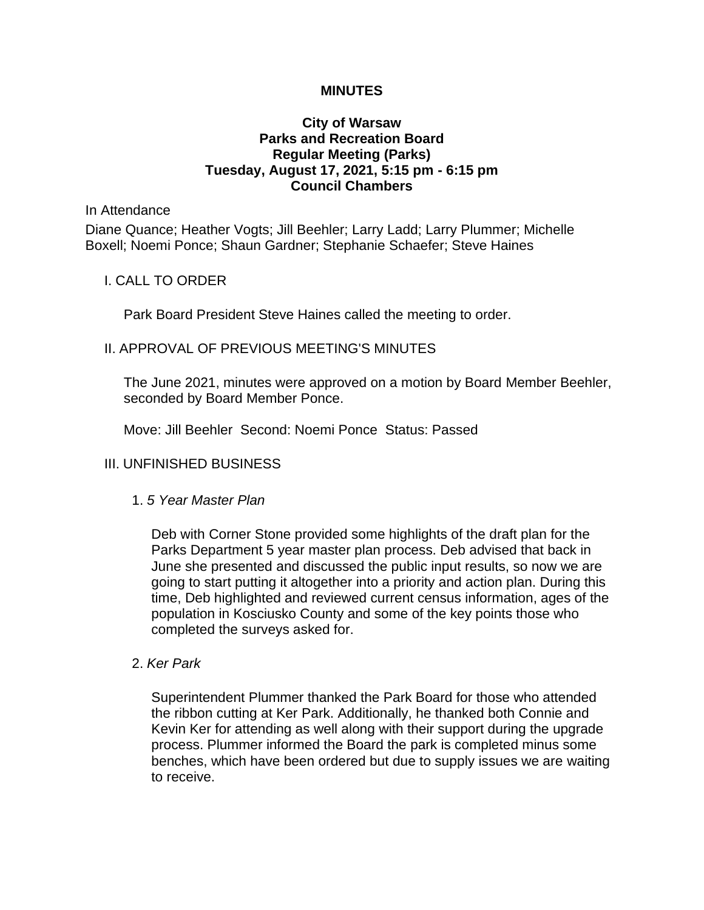# MINUTES

## City of Warsaw
## Parks and Recreation Board
## Regular Meeting (Parks)
## Tuesday, August 17, 2021, 5:15 pm - 6:15 pm
## Council Chambers

In Attendance

Diane Quance; Heather Vogts; Jill Beehler; Larry Ladd; Larry Plummer; Michelle Boxell; Noemi Ponce; Shaun Gardner; Stephanie Schaefer; Steve Haines

### I. CALL TO ORDER

Park Board President Steve Haines called the meeting to order.

### II. APPROVAL OF PREVIOUS MEETING'S MINUTES

The June 2021, minutes were approved on a motion by Board Member Beehler, seconded by Board Member Ponce.

Move: Jill Beehler  Second: Noemi Ponce  Status: Passed

### III. UNFINISHED BUSINESS

1. *5 Year Master Plan*

   Deb with Corner Stone provided some highlights of the draft plan for the Parks Department 5 year master plan process. Deb advised that back in June she presented and discussed the public input results, so now we are going to start putting it altogether into a priority and action plan. During this time, Deb highlighted and reviewed current census information, ages of the population in Kosciusko County and some of the key points those who completed the surveys asked for.

2. *Ker Park*

   Superintendent Plummer thanked the Park Board for those who attended the ribbon cutting at Ker Park. Additionally, he thanked both Connie and Kevin Ker for attending as well along with their support during the upgrade process. Plummer informed the Board the park is completed minus some benches, which have been ordered but due to supply issues we are waiting to receive.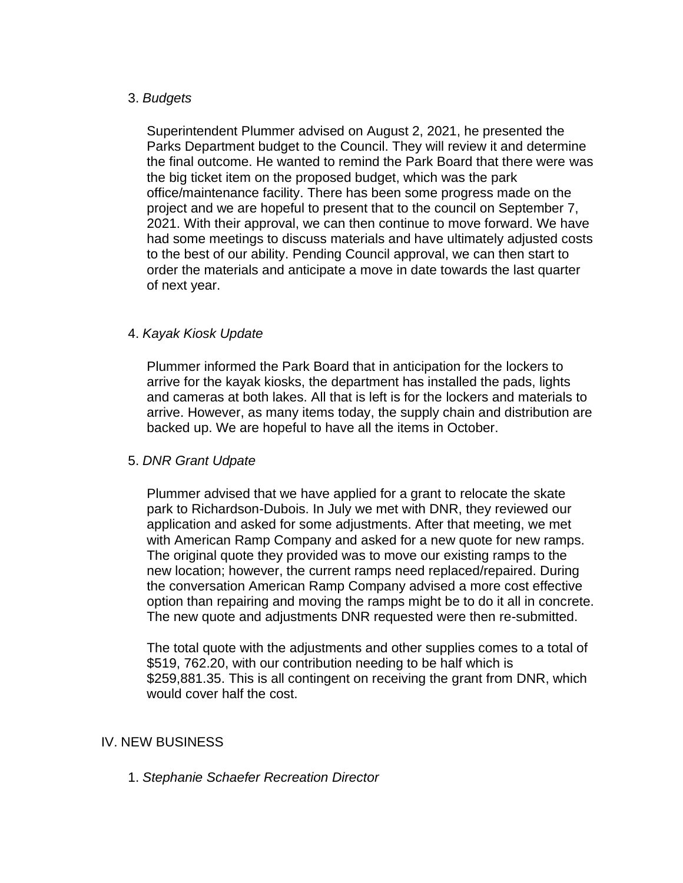3. *Budgets*

   Superintendent Plummer advised on August 2, 2021, he presented the Parks Department budget to the Council. They will review it and determine the final outcome. He wanted to remind the Park Board that there were was the big ticket item on the proposed budget, which was the park office/maintenance facility. There has been some progress made on the project and we are hopeful to present that to the council on September 7, 2021. With their approval, we can then continue to move forward. We have had some meetings to discuss materials and have ultimately adjusted costs to the best of our ability. Pending Council approval, we can then start to order the materials and anticipate a move in date towards the last quarter of next year.

4. *Kayak Kiosk Update*

   Plummer informed the Park Board that in anticipation for the lockers to arrive for the kayak kiosks, the department has installed the pads, lights and cameras at both lakes. All that is left is for the lockers and materials to arrive. However, as many items today, the supply chain and distribution are backed up. We are hopeful to have all the items in October.

5. *DNR Grant Udpate*

   Plummer advised that we have applied for a grant to relocate the skate park to Richardson-Dubois. In July we met with DNR, they reviewed our application and asked for some adjustments. After that meeting, we met with American Ramp Company and asked for a new quote for new ramps. The original quote they provided was to move our existing ramps to the new location; however, the current ramps need replaced/repaired. During the conversation American Ramp Company advised a more cost effective option than repairing and moving the ramps might be to do it all in concrete. The new quote and adjustments DNR requested were then re-submitted.

   The total quote with the adjustments and other supplies comes to a total of $519, 762.20, with our contribution needing to be half which is $259,881.35. This is all contingent on receiving the grant from DNR, which would cover half the cost.

## IV. NEW BUSINESS

1. *Stephanie Schaefer Recreation Director*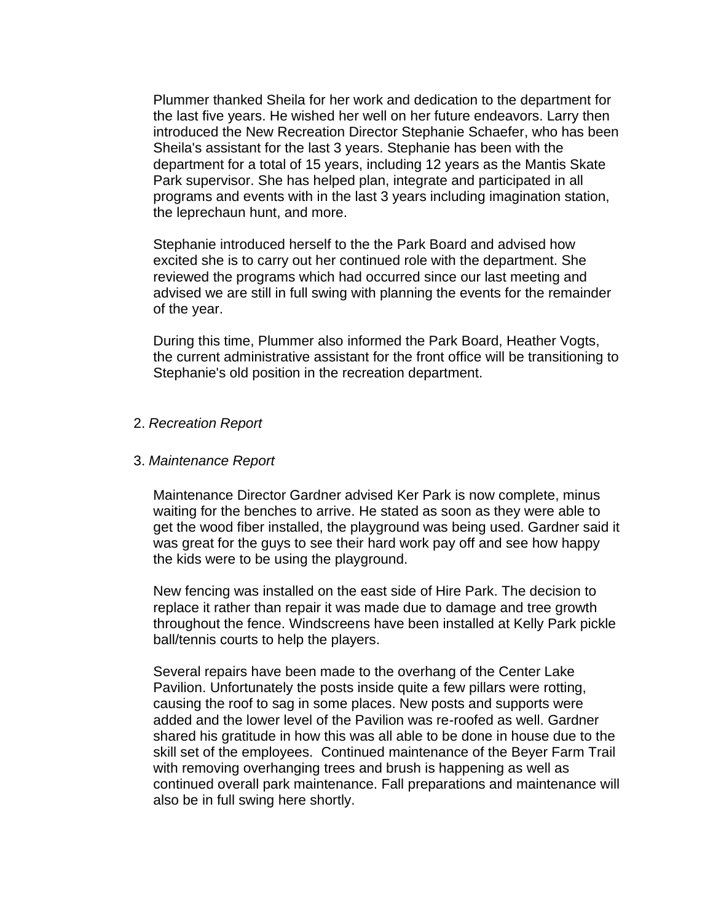Plummer thanked Sheila for her work and dedication to the department for the last five years. He wished her well on her future endeavors. Larry then introduced the New Recreation Director Stephanie Schaefer, who has been Sheila's assistant for the last 3 years. Stephanie has been with the department for a total of 15 years, including 12 years as the Mantis Skate Park supervisor. She has helped plan, integrate and participated in all programs and events with in the last 3 years including imagination station, the leprechaun hunt, and more.

Stephanie introduced herself to the the Park Board and advised how excited she is to carry out her continued role with the department. She reviewed the programs which had occurred since our last meeting and advised we are still in full swing with planning the events for the remainder of the year.

During this time, Plummer also informed the Park Board, Heather Vogts, the current administrative assistant for the front office will be transitioning to Stephanie's old position in the recreation department.

2. *Recreation Report*

3. *Maintenance Report*

Maintenance Director Gardner advised Ker Park is now complete, minus waiting for the benches to arrive. He stated as soon as they were able to get the wood fiber installed, the playground was being used. Gardner said it was great for the guys to see their hard work pay off and see how happy the kids were to be using the playground.

New fencing was installed on the east side of Hire Park. The decision to replace it rather than repair it was made due to damage and tree growth throughout the fence. Windscreens have been installed at Kelly Park pickle ball/tennis courts to help the players.

Several repairs have been made to the overhang of the Center Lake Pavilion. Unfortunately the posts inside quite a few pillars were rotting, causing the roof to sag in some places. New posts and supports were added and the lower level of the Pavilion was re-roofed as well. Gardner shared his gratitude in how this was all able to be done in house due to the skill set of the employees. Continued maintenance of the Beyer Farm Trail with removing overhanging trees and brush is happening as well as continued overall park maintenance. Fall preparations and maintenance will also be in full swing here shortly.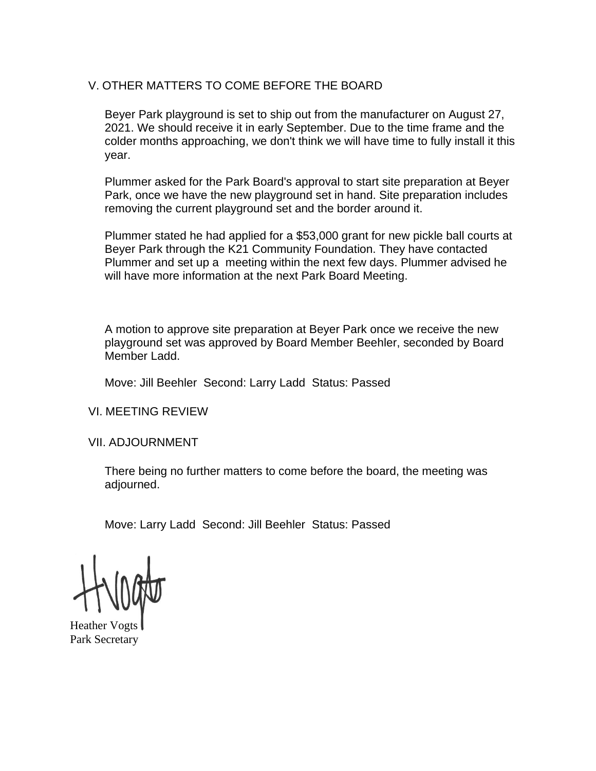## V. OTHER MATTERS TO COME BEFORE THE BOARD

Beyer Park playground is set to ship out from the manufacturer on August 27, 2021. We should receive it in early September. Due to the time frame and the colder months approaching, we don't think we will have time to fully install it this year.

Plummer asked for the Park Board's approval to start site preparation at Beyer Park, once we have the new playground set in hand. Site preparation includes removing the current playground set and the border around it.

Plummer stated he had applied for a $53,000 grant for new pickle ball courts at Beyer Park through the K21 Community Foundation. They have contacted Plummer and set up a meeting within the next few days. Plummer advised he will have more information at the next Park Board Meeting.

A motion to approve site preparation at Beyer Park once we receive the new playground set was approved by Board Member Beehler, seconded by Board Member Ladd.

Move: Jill Beehler Second: Larry Ladd Status: Passed

## VI. MEETING REVIEW

## VII. ADJOURNMENT

There being no further matters to come before the board, the meeting was adjourned.

Move: Larry Ladd Second: Jill Beehler Status: Passed

HVogts

Heather Vogts
Park Secretary